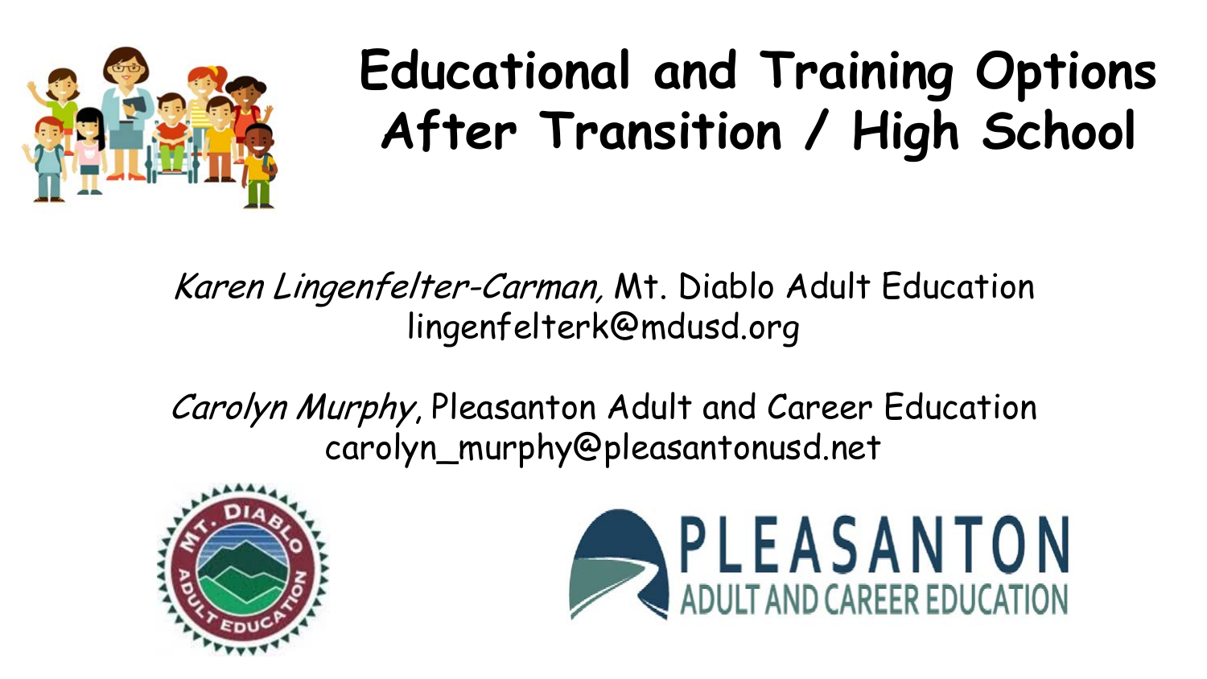# Educational and Training Options After Transition / High School

*Karen Lingenfelter-Carman,* Mt. Diablo Adult Education
lingenfelterk@mdusd.org

*Carolyn Murphy*, Pleasanton Adult and Career Education
carolyn_murphy@pleasantonusd.net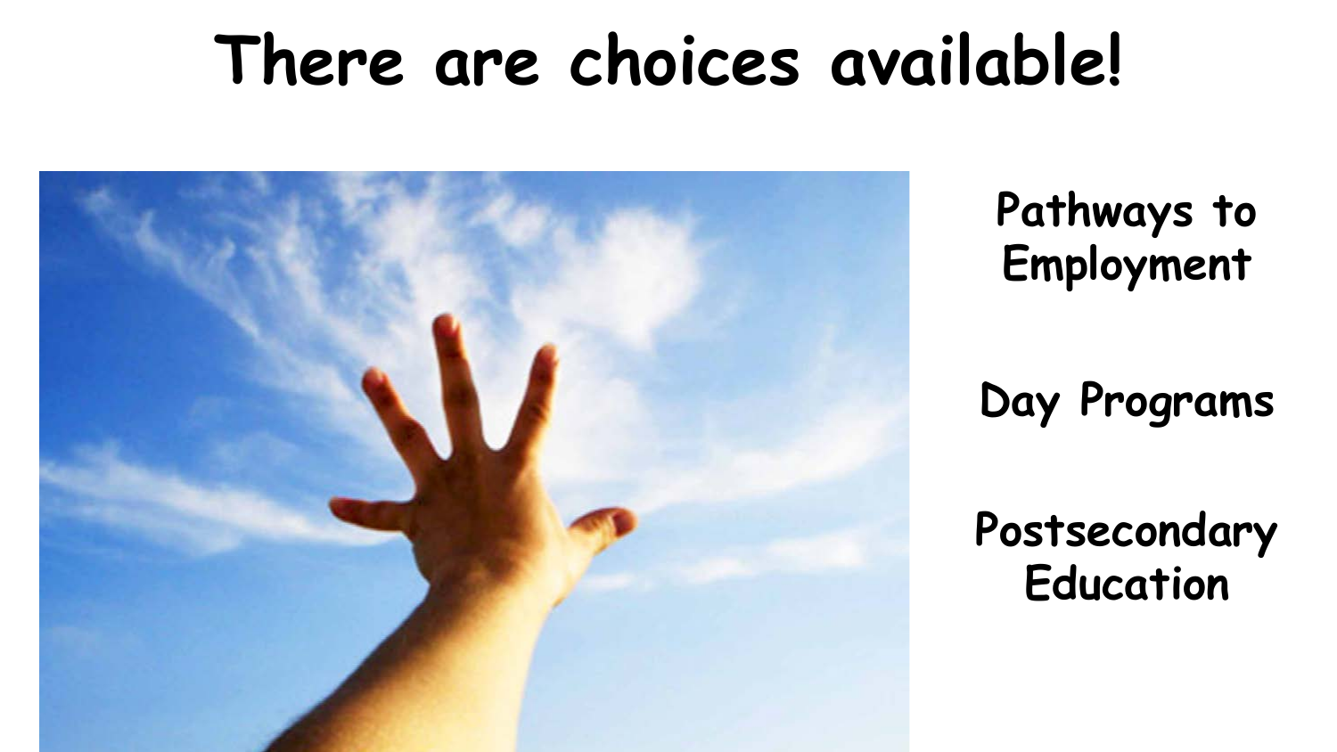# There are choices available!

Pathways to Employment

Day Programs

Postsecondary Education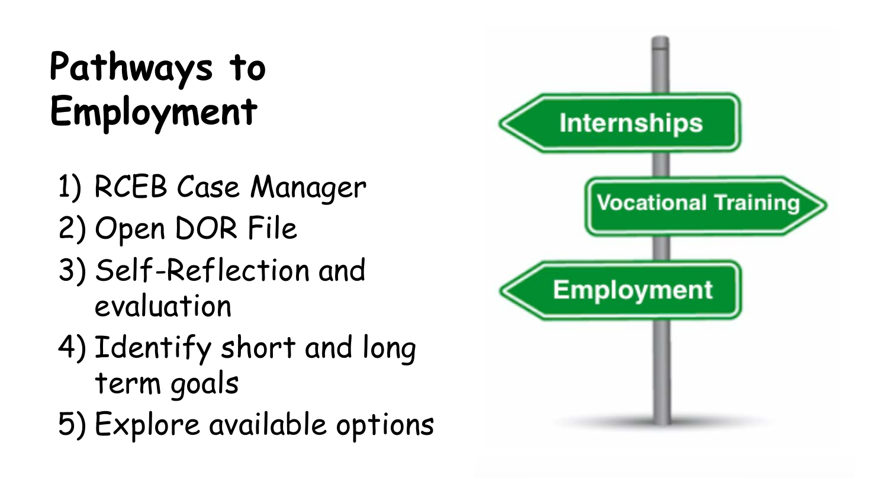# Pathways to Employment

1) RCEB Case Manager
2) Open DOR File
3) Self-Reflection and evaluation
4) Identify short and long term goals
5) Explore available options

Internships

Vocational Training

Employment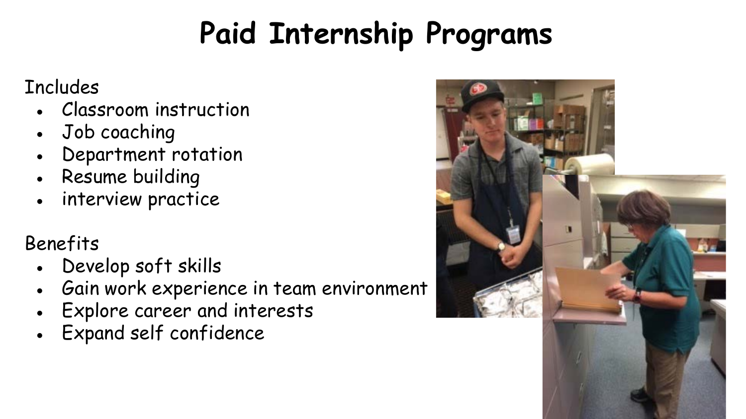# Paid Internship Programs

Includes

- Classroom instruction
- Job coaching
- Department rotation
- Resume building
- interview practice

Benefits

- Develop soft skills
- Gain work experience in team environment
- Explore career and interests
- Expand self confidence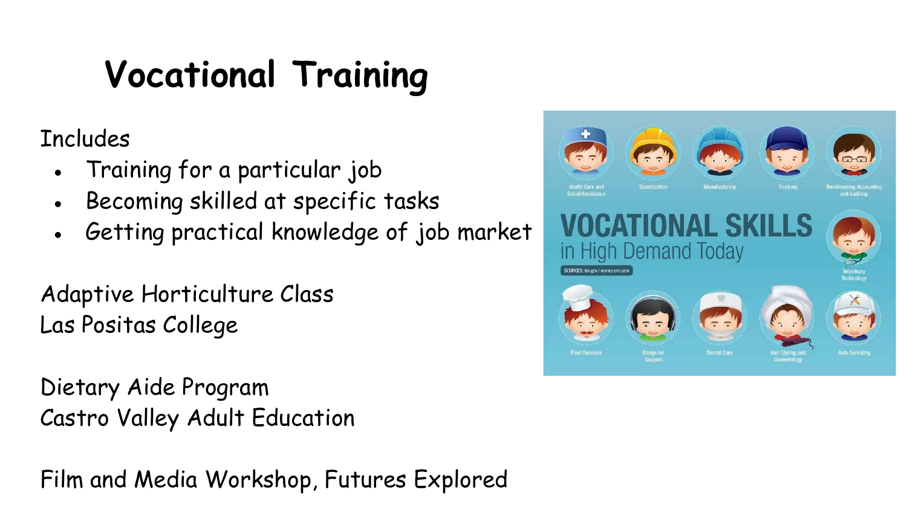# Vocational Training

Includes

- Training for a particular job
- Becoming skilled at specific tasks
- Getting practical knowledge of job market

Adaptive Horticulture Class
Las Positas College

Dietary Aide Program
Castro Valley Adult Education

Film and Media Workshop, Futures Explored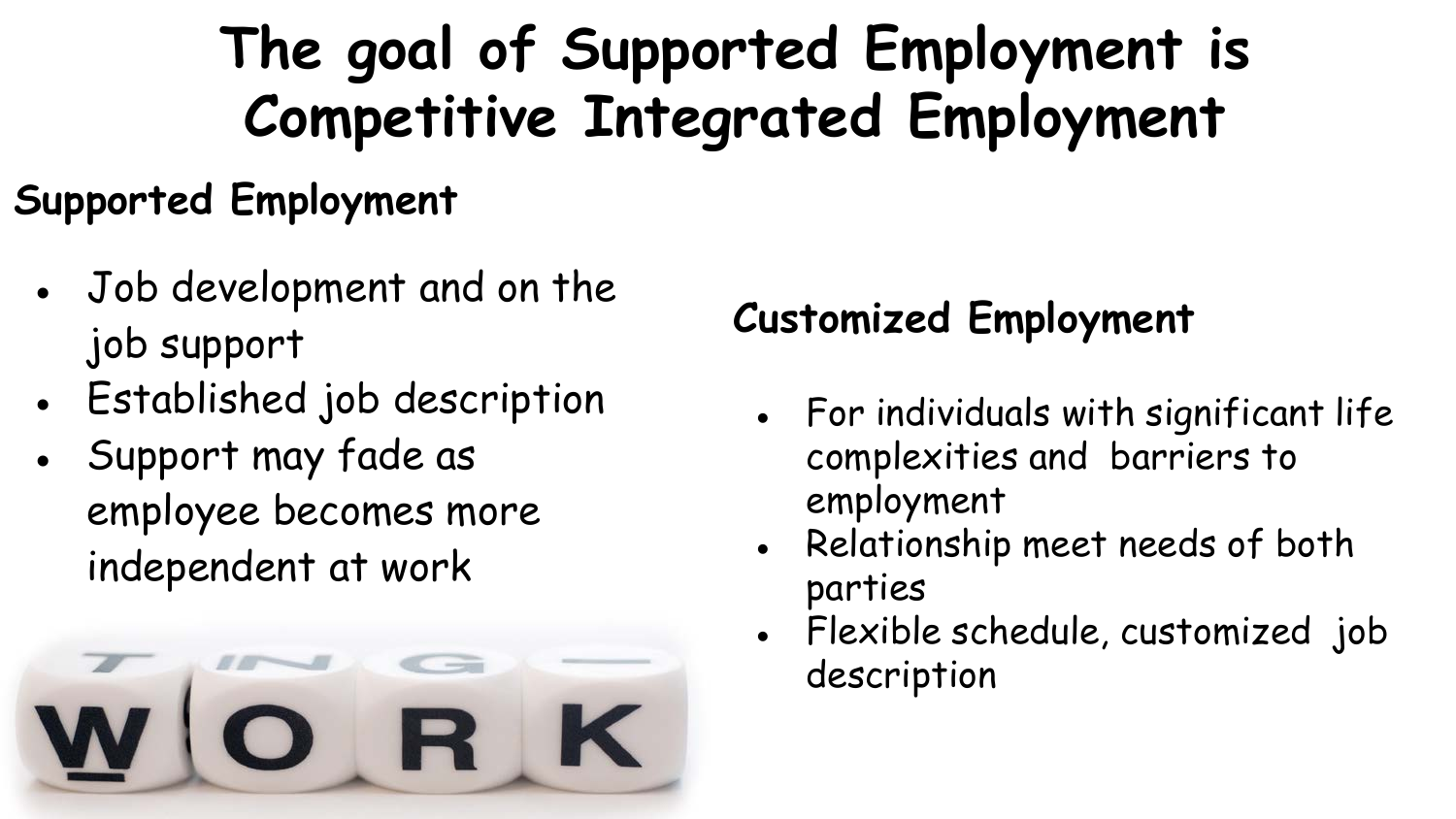# The goal of Supported Employment is Competitive Integrated Employment

## Supported Employment

- Job development and on the job support
- Established job description
- Support may fade as employee becomes more independent at work

## Customized Employment

- For individuals with significant life complexities and barriers to employment
- Relationship meet needs of both parties
- Flexible schedule, customized job description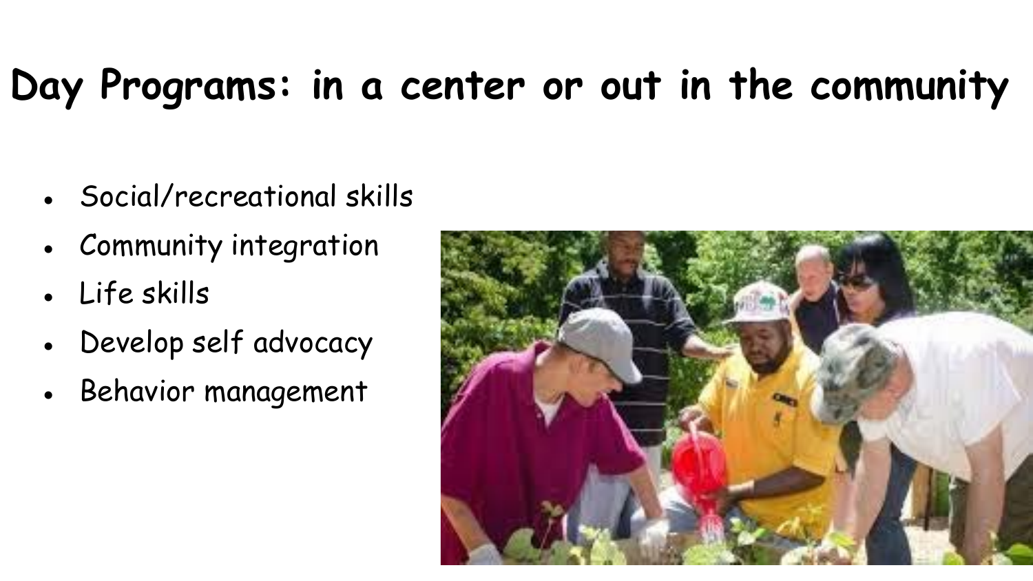# Day Programs: in a center or out in the community

- Social/recreational skills
- Community integration
- Life skills
- Develop self advocacy
- Behavior management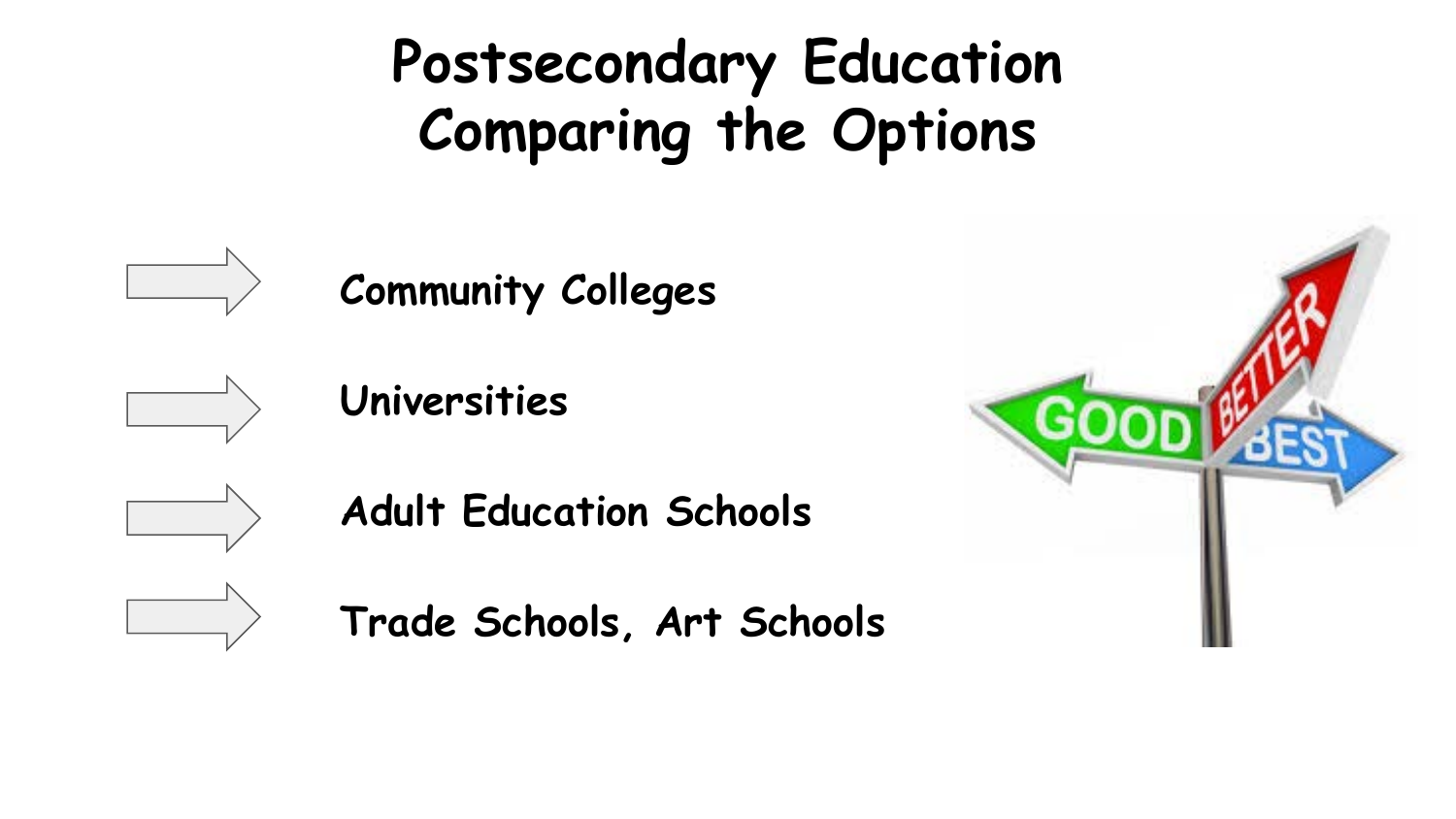# Postsecondary Education
# Comparing the Options

- Community Colleges
- Universities
- Adult Education Schools
- Trade Schools, Art Schools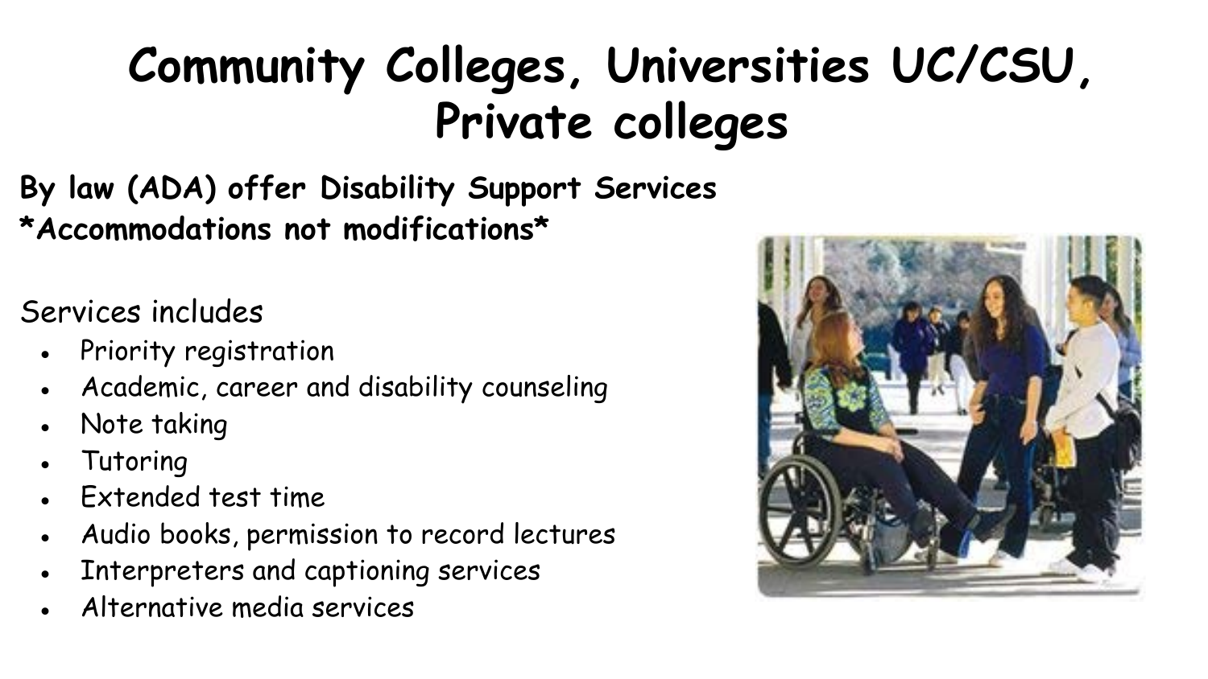# Community Colleges, Universities UC/CSU, Private colleges

**By law (ADA) offer Disability Support Services**
**\*Accommodations not modifications\***

Services includes

- Priority registration
- Academic, career and disability counseling
- Note taking
- Tutoring
- Extended test time
- Audio books, permission to record lectures
- Interpreters and captioning services
- Alternative media services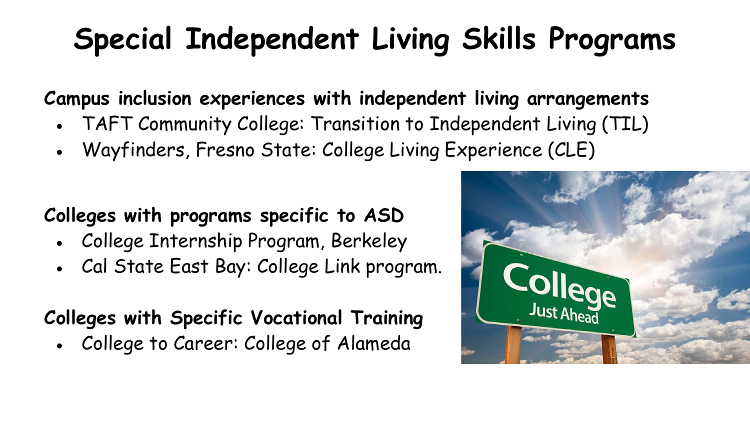# Special Independent Living Skills Programs

**Campus inclusion experiences with independent living arrangements**

- TAFT Community College: Transition to Independent Living (TIL)
- Wayfinders, Fresno State: College Living Experience (CLE)

**Colleges with programs specific to ASD**

- College Internship Program, Berkeley
- Cal State East Bay: College Link program.

**Colleges with Specific Vocational Training**

- College to Career: College of Alameda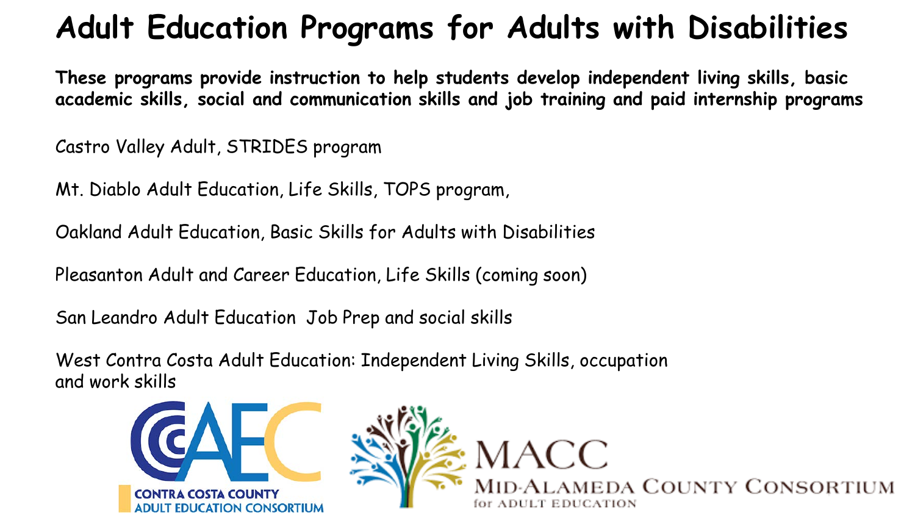# Adult Education Programs for Adults with Disabilities

**These programs provide instruction to help students develop independent living skills, basic academic skills, social and communication skills and job training and paid internship programs**

Castro Valley Adult, STRIDES program

Mt. Diablo Adult Education, Life Skills, TOPS program,

Oakland Adult Education, Basic Skills for Adults with Disabilities

Pleasanton Adult and Career Education, Life Skills (coming soon)

San Leandro Adult Education Job Prep and social skills

West Contra Costa Adult Education: Independent Living Skills, occupation and work skills

CAEC CONTRA COSTA COUNTY ADULT EDUCATION CONSORTIUM

MACC MID-ALAMEDA COUNTY CONSORTIUM for ADULT EDUCATION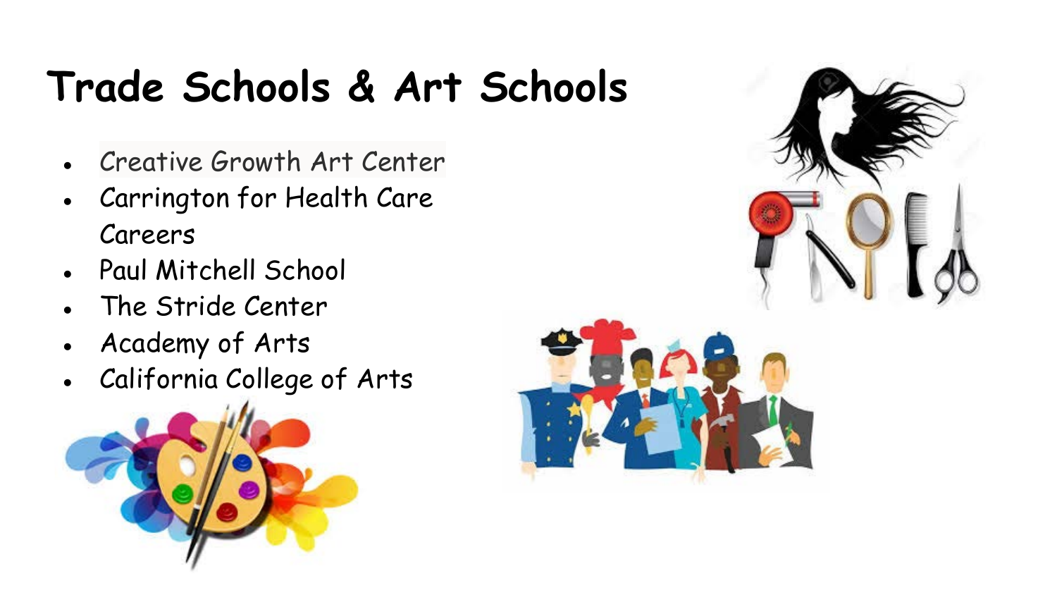# Trade Schools & Art Schools

- Creative Growth Art Center
- Carrington for Health Care Careers
- Paul Mitchell School
- The Stride Center
- Academy of Arts
- California College of Arts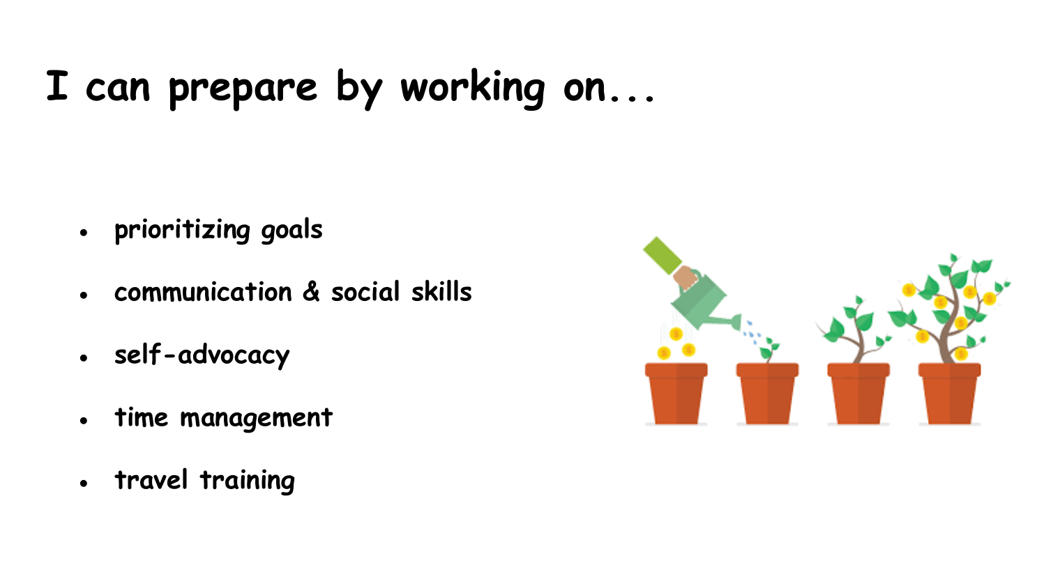# I can prepare by working on...

- prioritizing goals
- communication & social skills
- self-advocacy
- time management
- travel training